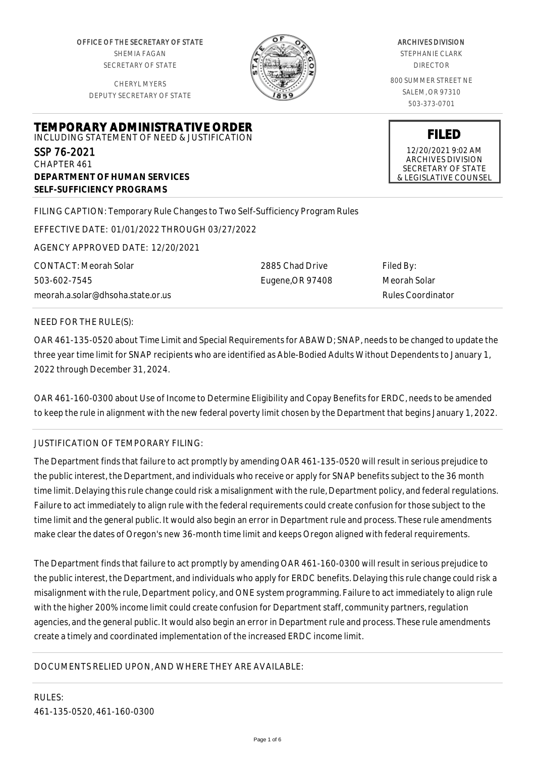OFFICE OF THE SECRETARY OF STATE
SHEMIA FAGAN
SECRETARY OF STATE

CHERYL MYERS
DEPUTY SECRETARY OF STATE

ARCHIVES DIVISION
STEPHANIE CLARK
DIRECTOR

800 SUMMER STREET NE
SALEM, OR 97310
503-373-0701

**FILED**
12/20/2021 9:02 AM
ARCHIVES DIVISION
SECRETARY OF STATE
& LEGISLATIVE COUNSEL

# TEMPORARY ADMINISTRATIVE ORDER

INCLUDING STATEMENT OF NEED & JUSTIFICATION

SSP 76-2021
CHAPTER 461
**DEPARTMENT OF HUMAN SERVICES**
**SELF-SUFFICIENCY PROGRAMS**

FILING CAPTION: Temporary Rule Changes to Two Self-Sufficiency Program Rules

EFFECTIVE DATE: 01/01/2022 THROUGH 03/27/2022

AGENCY APPROVED DATE: 12/20/2021

CONTACT: Meorah Solar
503-602-7545
meorah.a.solar@dhsoha.state.or.us

2885 Chad Drive
Eugene,OR 97408

Filed By:
Meorah Solar
Rules Coordinator

NEED FOR THE RULE(S):

OAR 461-135-0520 about Time Limit and Special Requirements for ABAWD; SNAP, needs to be changed to update the three year time limit for SNAP recipients who are identified as Able-Bodied Adults Without Dependents to January 1, 2022 through December 31, 2024.

OAR 461-160-0300 about Use of Income to Determine Eligibility and Copay Benefits for ERDC, needs to be amended to keep the rule in alignment with the new federal poverty limit chosen by the Department that begins January 1, 2022.

JUSTIFICATION OF TEMPORARY FILING:

The Department finds that failure to act promptly by amending OAR 461-135-0520 will result in serious prejudice to the public interest, the Department, and individuals who receive or apply for SNAP benefits subject to the 36 month time limit. Delaying this rule change could risk a misalignment with the rule, Department policy, and federal regulations. Failure to act immediately to align rule with the federal requirements could create confusion for those subject to the time limit and the general public. It would also begin an error in Department rule and process. These rule amendments make clear the dates of Oregon's new 36-month time limit and keeps Oregon aligned with federal requirements.

The Department finds that failure to act promptly by amending OAR 461-160-0300 will result in serious prejudice to the public interest, the Department, and individuals who apply for ERDC benefits. Delaying this rule change could risk a misalignment with the rule, Department policy, and ONE system programming. Failure to act immediately to align rule with the higher 200% income limit could create confusion for Department staff, community partners, regulation agencies, and the general public. It would also begin an error in Department rule and process. These rule amendments create a timely and coordinated implementation of the increased ERDC income limit.

DOCUMENTS RELIED UPON, AND WHERE THEY ARE AVAILABLE:

RULES:
461-135-0520, 461-160-0300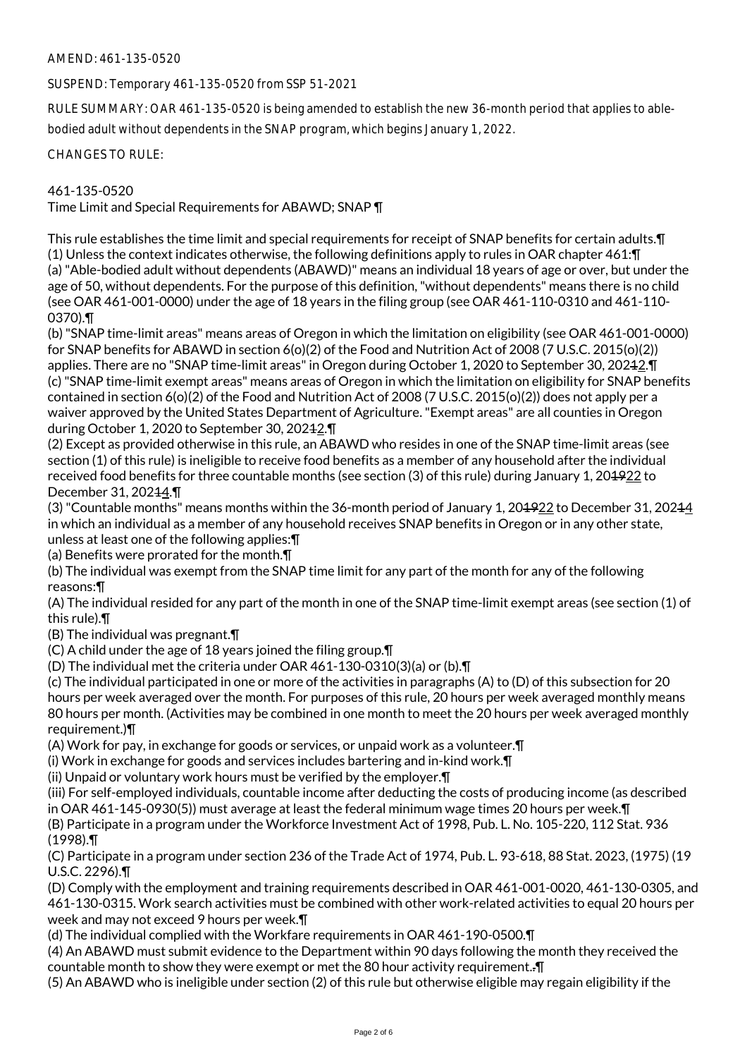AMEND: 461-135-0520

SUSPEND: Temporary 461-135-0520 from SSP 51-2021

RULE SUMMARY: OAR 461-135-0520 is being amended to establish the new 36-month period that applies to able-bodied adult without dependents in the SNAP program, which begins January 1, 2022.

CHANGES TO RULE:

461-135-0520
Time Limit and Special Requirements for ABAWD; SNAP ¶

This rule establishes the time limit and special requirements for receipt of SNAP benefits for certain adults.¶
(1) Unless the context indicates otherwise, the following definitions apply to rules in OAR chapter 461:¶
(a) "Able-bodied adult without dependents (ABAWD)" means an individual 18 years of age or over, but under the age of 50, without dependents. For the purpose of this definition, "without dependents" means there is no child (see OAR 461-001-0000) under the age of 18 years in the filing group (see OAR 461-110-0310 and 461-110-0370).¶
(b) "SNAP time-limit areas" means areas of Oregon in which the limitation on eligibility (see OAR 461-001-0000) for SNAP benefits for ABAWD in section 6(o)(2) of the Food and Nutrition Act of 2008 (7 U.S.C. 2015(o)(2)) applies. There are no "SNAP time-limit areas" in Oregon during October 1, 2020 to September 30, 202~~1~~2.¶
(c) "SNAP time-limit exempt areas" means areas of Oregon in which the limitation on eligibility for SNAP benefits contained in section 6(o)(2) of the Food and Nutrition Act of 2008 (7 U.S.C. 2015(o)(2)) does not apply per a waiver approved by the United States Department of Agriculture. "Exempt areas" are all counties in Oregon during October 1, 2020 to September 30, 202~~1~~2.¶
(2) Except as provided otherwise in this rule, an ABAWD who resides in one of the SNAP time-limit areas (see section (1) of this rule) is ineligible to receive food benefits as a member of any household after the individual received food benefits for three countable months (see section (3) of this rule) during January 1, 20~~19~~22 to December 31, 202~~1~~4.¶
(3) "Countable months" means months within the 36-month period of January 1, 20~~19~~22 to December 31, 202~~1~~4 in which an individual as a member of any household receives SNAP benefits in Oregon or in any other state, unless at least one of the following applies:¶
(a) Benefits were prorated for the month.¶
(b) The individual was exempt from the SNAP time limit for any part of the month for any of the following reasons:¶
(A) The individual resided for any part of the month in one of the SNAP time-limit exempt areas (see section (1) of this rule).¶
(B) The individual was pregnant.¶
(C) A child under the age of 18 years joined the filing group.¶
(D) The individual met the criteria under OAR 461-130-0310(3)(a) or (b).¶
(c) The individual participated in one or more of the activities in paragraphs (A) to (D) of this subsection for 20 hours per week averaged over the month. For purposes of this rule, 20 hours per week averaged monthly means 80 hours per month. (Activities may be combined in one month to meet the 20 hours per week averaged monthly requirement.)¶
(A) Work for pay, in exchange for goods or services, or unpaid work as a volunteer.¶
(i) Work in exchange for goods and services includes bartering and in-kind work.¶
(ii) Unpaid or voluntary work hours must be verified by the employer.¶
(iii) For self-employed individuals, countable income after deducting the costs of producing income (as described in OAR 461-145-0930(5)) must average at least the federal minimum wage times 20 hours per week.¶
(B) Participate in a program under the Workforce Investment Act of 1998, Pub. L. No. 105-220, 112 Stat. 936 (1998).¶
(C) Participate in a program under section 236 of the Trade Act of 1974, Pub. L. 93-618, 88 Stat. 2023, (1975) (19 U.S.C. 2296).¶
(D) Comply with the employment and training requirements described in OAR 461-001-0020, 461-130-0305, and 461-130-0315. Work search activities must be combined with other work-related activities to equal 20 hours per week and may not exceed 9 hours per week.¶
(d) The individual complied with the Workfare requirements in OAR 461-190-0500.¶
(4) An ABAWD must submit evidence to the Department within 90 days following the month they received the countable month to show they were exempt or met the 80 hour activity requirement.~~.~~¶
(5) An ABAWD who is ineligible under section (2) of this rule but otherwise eligible may regain eligibility if the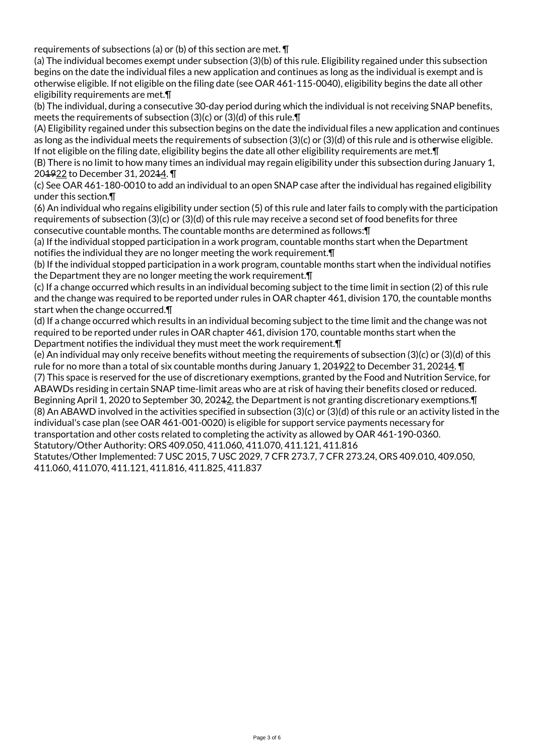requirements of subsections (a) or (b) of this section are met. ¶

(a) The individual becomes exempt under subsection (3)(b) of this rule. Eligibility regained under this subsection begins on the date the individual files a new application and continues as long as the individual is exempt and is otherwise eligible. If not eligible on the filing date (see OAR 461-115-0040), eligibility begins the date all other eligibility requirements are met.¶

(b) The individual, during a consecutive 30-day period during which the individual is not receiving SNAP benefits, meets the requirements of subsection (3)(c) or (3)(d) of this rule.¶

(A) Eligibility regained under this subsection begins on the date the individual files a new application and continues as long as the individual meets the requirements of subsection (3)(c) or (3)(d) of this rule and is otherwise eligible. If not eligible on the filing date, eligibility begins the date all other eligibility requirements are met.¶

(B) There is no limit to how many times an individual may regain eligibility under this subsection during January 1, 20~~19~~22 to December 31, 202~~1~~4. ¶

(c) See OAR 461-180-0010 to add an individual to an open SNAP case after the individual has regained eligibility under this section.¶

(6) An individual who regains eligibility under section (5) of this rule and later fails to comply with the participation requirements of subsection (3)(c) or (3)(d) of this rule may receive a second set of food benefits for three consecutive countable months. The countable months are determined as follows:¶

(a) If the individual stopped participation in a work program, countable months start when the Department notifies the individual they are no longer meeting the work requirement.¶

(b) If the individual stopped participation in a work program, countable months start when the individual notifies the Department they are no longer meeting the work requirement.¶

(c) If a change occurred which results in an individual becoming subject to the time limit in section (2) of this rule and the change was required to be reported under rules in OAR chapter 461, division 170, the countable months start when the change occurred.¶

(d) If a change occurred which results in an individual becoming subject to the time limit and the change was not required to be reported under rules in OAR chapter 461, division 170, countable months start when the Department notifies the individual they must meet the work requirement.¶

(e) An individual may only receive benefits without meeting the requirements of subsection (3)(c) or (3)(d) of this rule for no more than a total of six countable months during January 1, 20~~19~~22 to December 31, 202~~1~~4. ¶

(7) This space is reserved for the use of discretionary exemptions, granted by the Food and Nutrition Service, for ABAWDs residing in certain SNAP time-limit areas who are at risk of having their benefits closed or reduced. Beginning April 1, 2020 to September 30, 202~~1~~2, the Department is not granting discretionary exemptions.¶

(8) An ABAWD involved in the activities specified in subsection (3)(c) or (3)(d) of this rule or an activity listed in the individual's case plan (see OAR 461-001-0020) is eligible for support service payments necessary for transportation and other costs related to completing the activity as allowed by OAR 461-190-0360.

Statutory/Other Authority: ORS 409.050, 411.060, 411.070, 411.121, 411.816

Statutes/Other Implemented: 7 USC 2015, 7 USC 2029, 7 CFR 273.7, 7 CFR 273.24, ORS 409.010, 409.050, 411.060, 411.070, 411.121, 411.816, 411.825, 411.837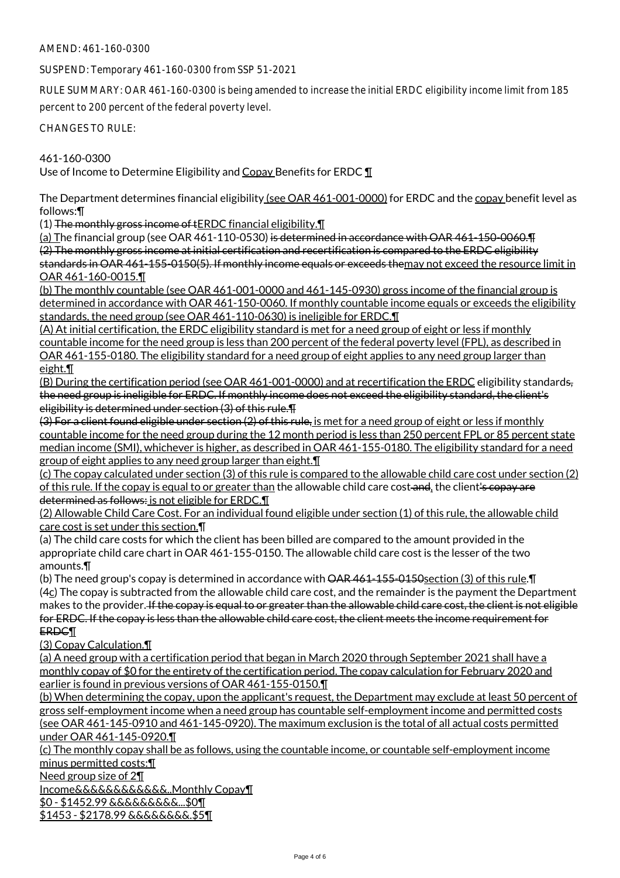AMEND: 461-160-0300

SUSPEND: Temporary 461-160-0300 from SSP 51-2021

RULE SUMMARY: OAR 461-160-0300 is being amended to increase the initial ERDC eligibility income limit from 185 percent to 200 percent of the federal poverty level.

CHANGES TO RULE:

461-160-0300
Use of Income to Determine Eligibility and Copay Benefits for ERDC ¶

The Department determines financial eligibility (see OAR 461-001-0000) for ERDC and the copay benefit level as follows:¶
(1) The monthly gross income of tERDC financial eligibility.¶
(a) The financial group (see OAR 461-110-0530) is determined in accordance with OAR 461-150-0060.¶
(2) The monthly gross income at initial certification and recertification is compared to the ERDC eligibility standards in OAR 461-155-0150(5). If monthly income equals or exceeds themay not exceed the resource limit in OAR 461-160-0015.¶
(b) The monthly countable (see OAR 461-001-0000 and 461-145-0930) gross income of the financial group is determined in accordance with OAR 461-150-0060. If monthly countable income equals or exceeds the eligibility standards, the need group (see OAR 461-110-0630) is ineligible for ERDC.¶
(A) At initial certification, the ERDC eligibility standard is met for a need group of eight or less if monthly countable income for the need group is less than 200 percent of the federal poverty level (FPL), as described in OAR 461-155-0180. The eligibility standard for a need group of eight applies to any need group larger than eight.¶
(B) During the certification period (see OAR 461-001-0000) and at recertification the ERDC eligibility standards, the need group is ineligible for ERDC. If monthly income does not exceed the eligibility standard, the client's eligibility is determined under section (3) of this rule.¶
(3) For a client found eligible under section (2) of this rule, is met for a need group of eight or less if monthly countable income for the need group during the 12 month period is less than 250 percent FPL or 85 percent state median income (SMI), whichever is higher, as described in OAR 461-155-0180. The eligibility standard for a need group of eight applies to any need group larger than eight.¶
(c) The copay calculated under section (3) of this rule is compared to the allowable child care cost under section (2) of this rule. If the copay is equal to or greater than the allowable child care cost and, the client's copay are determined as follows: is not eligible for ERDC.¶
(2) Allowable Child Care Cost. For an individual found eligible under section (1) of this rule, the allowable child care cost is set under this section.¶
(a) The child care costs for which the client has been billed are compared to the amount provided in the appropriate child care chart in OAR 461-155-0150. The allowable child care cost is the lesser of the two amounts.¶
(b) The need group's copay is determined in accordance with OAR 461-155-0150section (3) of this rule.¶
(4c) The copay is subtracted from the allowable child care cost, and the remainder is the payment the Department makes to the provider. If the copay is equal to or greater than the allowable child care cost, the client is not eligible for ERDC. If the copay is less than the allowable child care cost, the client meets the income requirement for ERDC¶
(3) Copay Calculation.¶
(a) A need group with a certification period that began in March 2020 through September 2021 shall have a monthly copay of $0 for the entirety of the certification period. The copay calculation for February 2020 and earlier is found in previous versions of OAR 461-155-0150.¶
(b) When determining the copay, upon the applicant's request, the Department may exclude at least 50 percent of gross self-employment income when a need group has countable self-employment income and permitted costs (see OAR 461-145-0910 and 461-145-0920). The maximum exclusion is the total of all actual costs permitted under OAR 461-145-0920.¶
(c) The monthly copay shall be as follows, using the countable income, or countable self-employment income minus permitted costs:¶
Need group size of 2¶
Income&&&&&&&&&&&&..Monthly Copay¶
$0 - $1452.99 &&&&&&&&&...$0¶
$1453 - $2178.99 &&&&&&&&.$5¶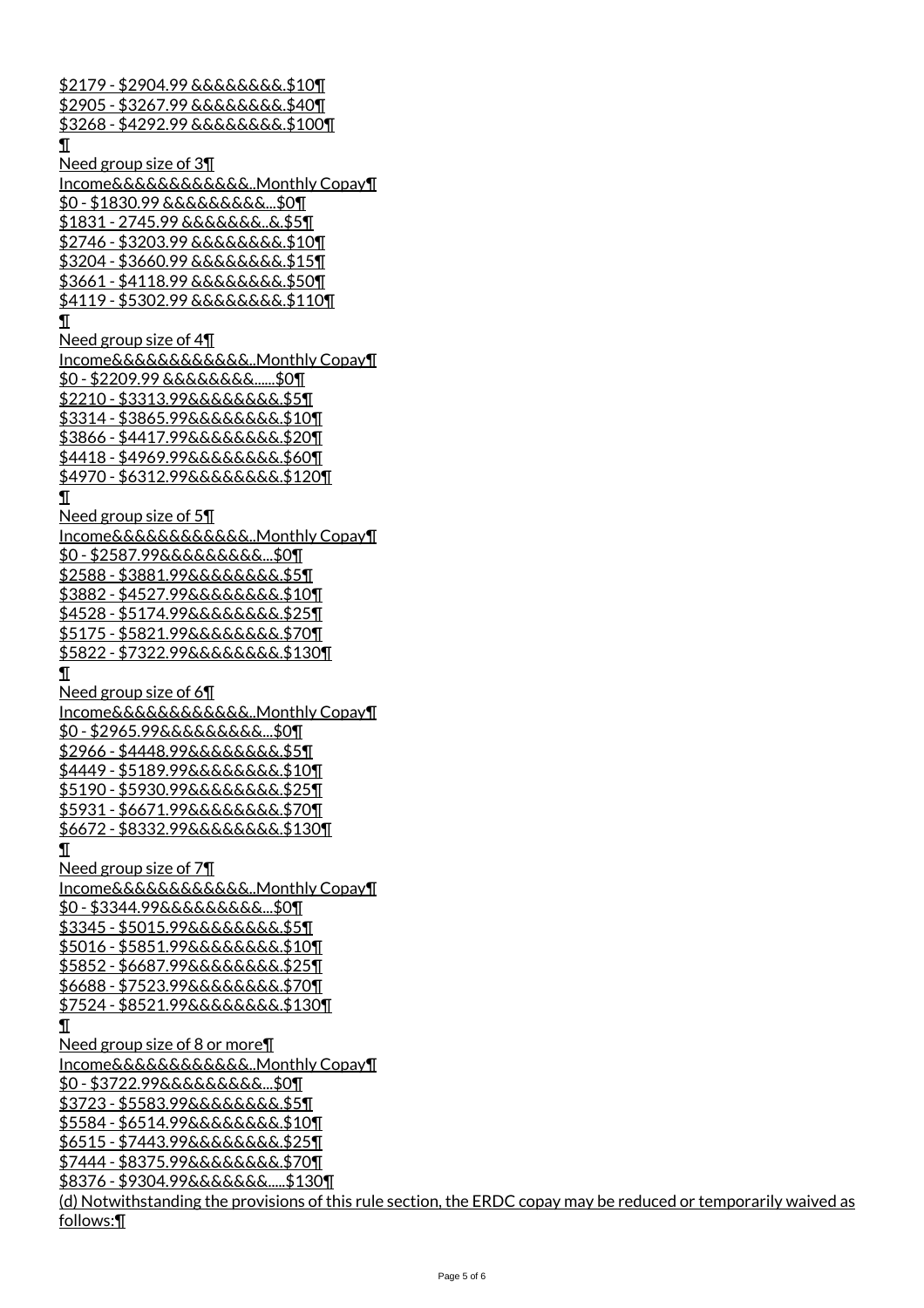$2179 - $2904.99 &&&&&&&&.$10¶
$2905 - $3267.99 &&&&&&&&.$40¶
$3268 - $4292.99 &&&&&&&&.$100¶
¶
Need group size of 3¶
Income&&&&&&&&&&&..Monthly Copay¶
$0 - $1830.99 &&&&&&&&&...$0¶
$1831 - 2745.99 &&&&&&&..&.$5¶
$2746 - $3203.99 &&&&&&&&.$10¶
$3204 - $3660.99 &&&&&&&&.$15¶
$3661 - $4118.99 &&&&&&&&.$50¶
$4119 - $5302.99 &&&&&&&&.$110¶
¶
Need group size of 4¶
Income&&&&&&&&&&&..Monthly Copay¶
$0 - $2209.99 &&&&&&&&......$0¶
$2210 - $3313.99&&&&&&&&.$5¶
$3314 - $3865.99&&&&&&&&.$10¶
$3866 - $4417.99&&&&&&&&.$20¶
$4418 - $4969.99&&&&&&&&.$60¶
$4970 - $6312.99&&&&&&&&.$120¶
¶
Need group size of 5¶
Income&&&&&&&&&&&..Monthly Copay¶
$0 - $2587.99&&&&&&&&&...$0¶
$2588 - $3881.99&&&&&&&&.$5¶
$3882 - $4527.99&&&&&&&&.$10¶
$4528 - $5174.99&&&&&&&&.$25¶
$5175 - $5821.99&&&&&&&&.$70¶
$5822 - $7322.99&&&&&&&&.$130¶
¶
Need group size of 6¶
Income&&&&&&&&&&&..Monthly Copay¶
$0 - $2965.99&&&&&&&&&...$0¶
$2966 - $4448.99&&&&&&&&.$5¶
$4449 - $5189.99&&&&&&&&.$10¶
$5190 - $5930.99&&&&&&&&.$25¶
$5931 - $6671.99&&&&&&&&.$70¶
$6672 - $8332.99&&&&&&&&.$130¶
¶
Need group size of 7¶
Income&&&&&&&&&&&..Monthly Copay¶
$0 - $3344.99&&&&&&&&&...$0¶
$3345 - $5015.99&&&&&&&&.$5¶
$5016 - $5851.99&&&&&&&&.$10¶
$5852 - $6687.99&&&&&&&&.$25¶
$6688 - $7523.99&&&&&&&&.$70¶
$7524 - $8521.99&&&&&&&&.$130¶
¶
Need group size of 8 or more¶
Income&&&&&&&&&&&..Monthly Copay¶
$0 - $3722.99&&&&&&&&&...$0¶
$3723 - $5583.99&&&&&&&&.$5¶
$5584 - $6514.99&&&&&&&&.$10¶
$6515 - $7443.99&&&&&&&&.$25¶
$7444 - $8375.99&&&&&&&&.$70¶
$8376 - $9304.99&&&&&&&.....$130¶
(d) Notwithstanding the provisions of this rule section, the ERDC copay may be reduced or temporarily waived as follows:¶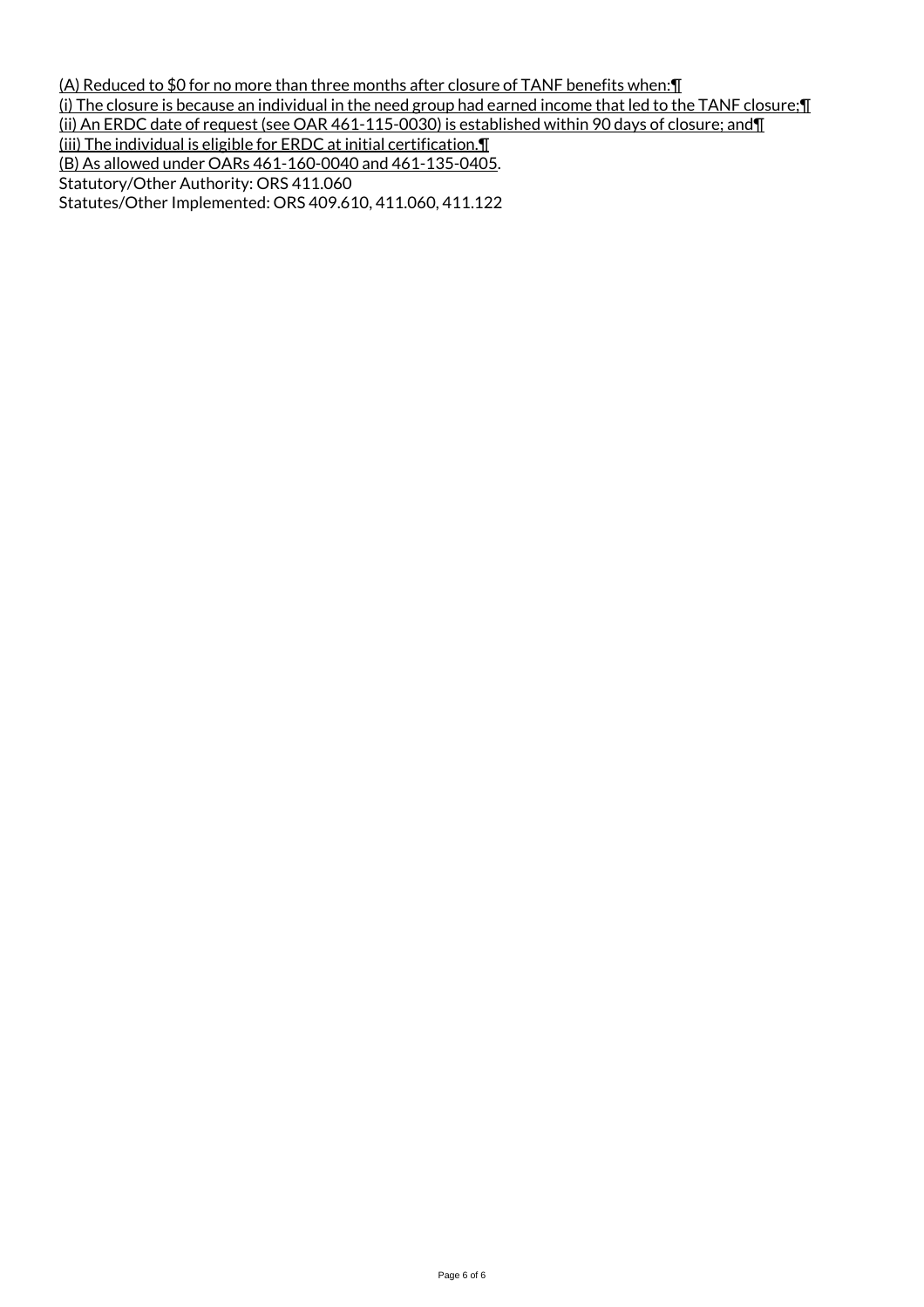(A) Reduced to $0 for no more than three months after closure of TANF benefits when:¶

(i) The closure is because an individual in the need group had earned income that led to the TANF closure;¶

(ii) An ERDC date of request (see OAR 461-115-0030) is established within 90 days of closure; and¶

(iii) The individual is eligible for ERDC at initial certification.¶

(B) As allowed under OARs 461-160-0040 and 461-135-0405.

Statutory/Other Authority: ORS 411.060

Statutes/Other Implemented: ORS 409.610, 411.060, 411.122